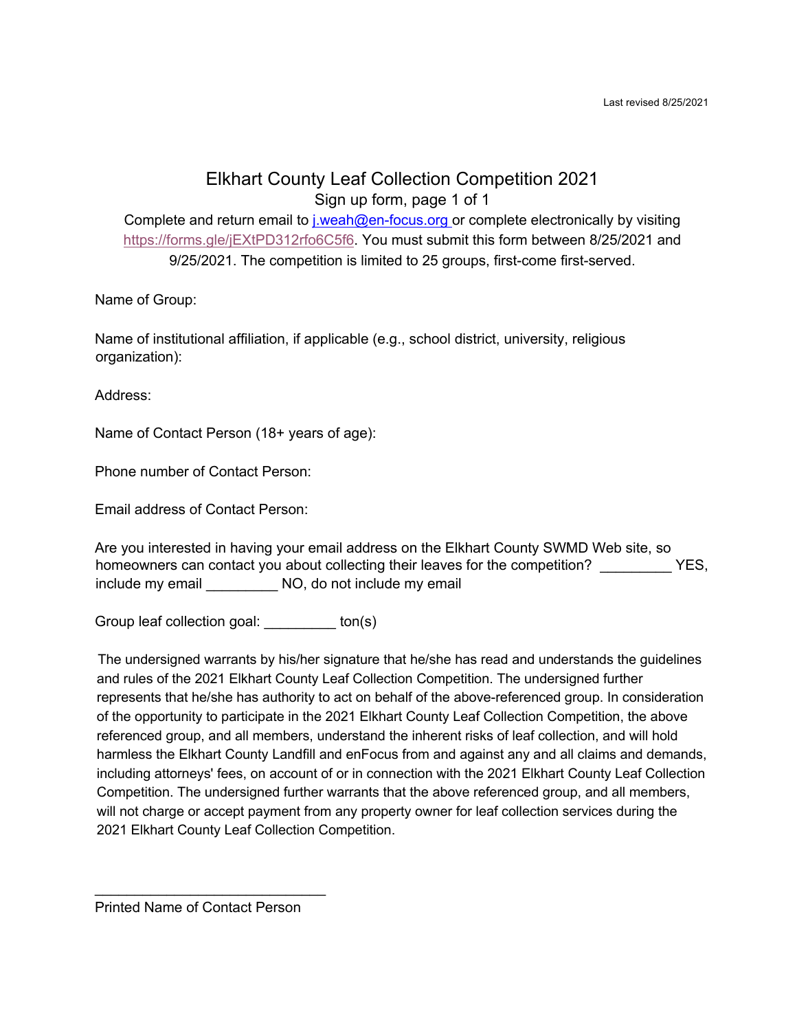Last revised 8/25/2021

# Elkhart County Leaf Collection Competition 2021

Sign up form, page 1 of 1

Complete and return email to j.weah@en-focus.org or complete electronically by visiting https://forms.gle/jEXtPD312rfo6C5f6. You must submit this form between 8/25/2021 and 9/25/2021. The competition is limited to 25 groups, first-come first-served.

Name of Group:

Name of institutional affiliation, if applicable (e.g., school district, university, religious organization):

Address:

Name of Contact Person (18+ years of age):

Phone number of Contact Person:

Email address of Contact Person:

Are you interested in having your email address on the Elkhart County SWMD Web site, so homeowners can contact you about collecting their leaves for the competition? _________ YES, include my email _________ NO, do not include my email

Group leaf collection goal: _________ ton(s)

The undersigned warrants by his/her signature that he/she has read and understands the guidelines and rules of the 2021 Elkhart County Leaf Collection Competition. The undersigned further represents that he/she has authority to act on behalf of the above-referenced group. In consideration of the opportunity to participate in the 2021 Elkhart County Leaf Collection Competition, the above referenced group, and all members, understand the inherent risks of leaf collection, and will hold harmless the Elkhart County Landfill and enFocus from and against any and all claims and demands, including attorneys' fees, on account of or in connection with the 2021 Elkhart County Leaf Collection Competition. The undersigned further warrants that the above referenced group, and all members, will not charge or accept payment from any property owner for leaf collection services during the 2021 Elkhart County Leaf Collection Competition.

______________________________

Printed Name of Contact Person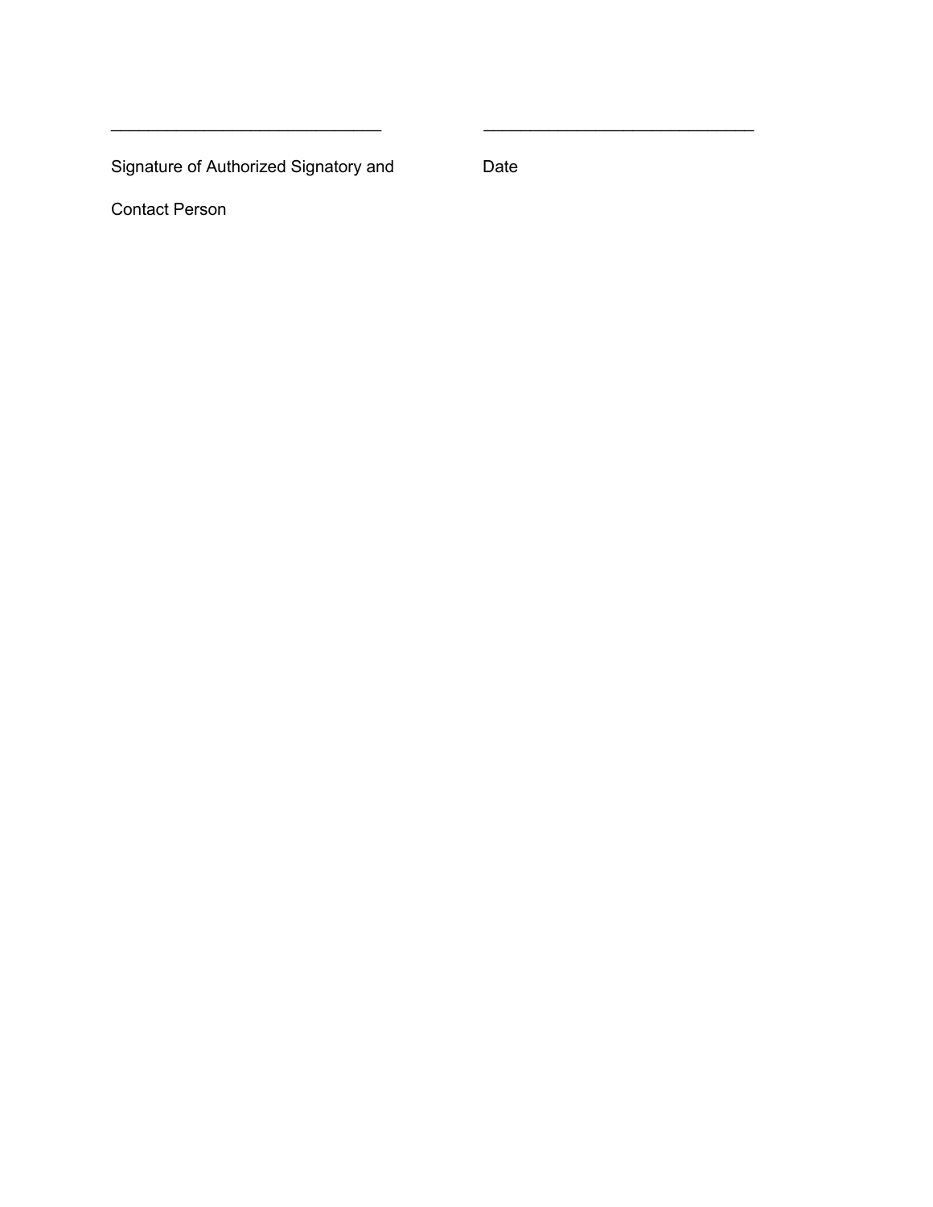______________________________ ______________________________

Signature of Authorized Signatory and Contact Person

Date